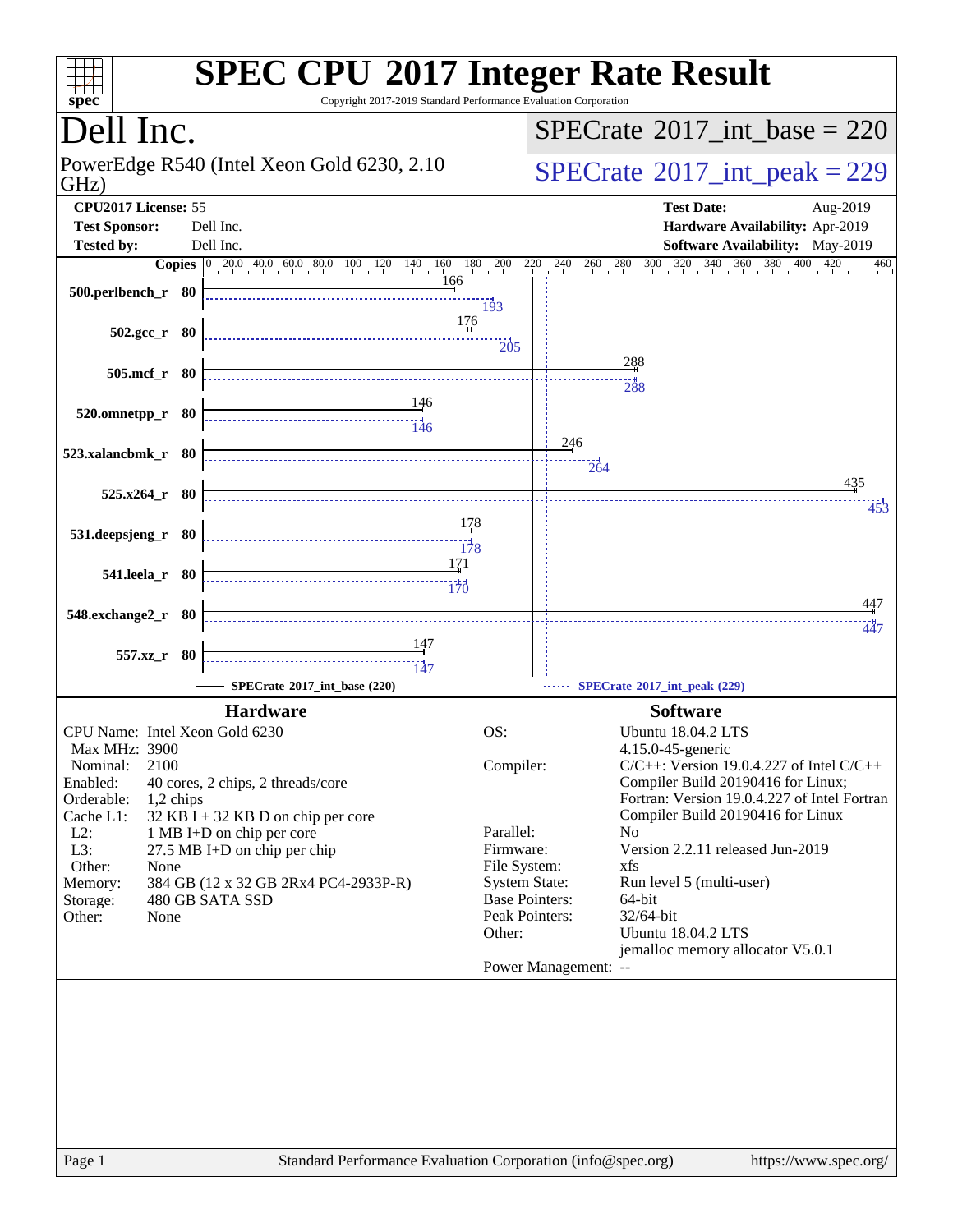# SPEC CPU 2017 Integer Rate Result

Copyright 2017-2019 Standard Performance Evaluation Corporation

## Dell Inc.

PowerEdge R540 (Intel Xeon Gold 6230, 2.10 GHz)

SPECrate 2017_int_base = 220

SPECrate 2017_int_peak = 229

| | | | |
|---|---|---|---|
| **CPU2017 License:** | 55 | **Test Date:** | Aug-2019 |
| **Test Sponsor:** | Dell Inc. | **Hardware Availability:** | Apr-2019 |
| **Tested by:** | Dell Inc. | **Software Availability:** | May-2019 |

| Benchmark | Copies | SPECrate 2017_int_base (220) | SPECrate 2017_int_peak (229) |
|---|---|---|---|
| 500.perlbench_r | 80 | 166 | 193 |
| 502.gcc_r | 80 | 176 | 205 |
| 505.mcf_r | 80 | 288 | 288 |
| 520.omnetpp_r | 80 | 146 | 146 |
| 523.xalancbmk_r | 80 | 246 | 264 |
| 525.x264_r | 80 | 435 | 453 |
| 531.deepsjeng_r | 80 | 178 | 178 |
| 541.leela_r | 80 | 171 | 170 |
| 548.exchange2_r | 80 | 447 | 447 |
| 557.xz_r | 80 | 147 | 147 |

### Hardware

| | |
|---|---|
| CPU Name: | Intel Xeon Gold 6230 |
| Max MHz: | 3900 |
| Nominal: | 2100 |
| Enabled: | 40 cores, 2 chips, 2 threads/core |
| Orderable: | 1,2 chips |
| Cache L1: | 32 KB I + 32 KB D on chip per core |
| L2: | 1 MB I+D on chip per core |
| L3: | 27.5 MB I+D on chip per chip |
| Other: | None |
| Memory: | 384 GB (12 x 32 GB 2Rx4 PC4-2933P-R) |
| Storage: | 480 GB SATA SSD |
| Other: | None |

### Software

| | |
|---|---|
| OS: | Ubuntu 18.04.2 LTS 4.15.0-45-generic |
| Compiler: | C/C++: Version 19.0.4.227 of Intel C/C++ Compiler Build 20190416 for Linux; Fortran: Version 19.0.4.227 of Intel Fortran Compiler Build 20190416 for Linux |
| Parallel: | No |
| Firmware: | Version 2.2.11 released Jun-2019 |
| File System: | xfs |
| System State: | Run level 5 (multi-user) |
| Base Pointers: | 64-bit |
| Peak Pointers: | 32/64-bit |
| Other: | Ubuntu 18.04.2 LTS jemalloc memory allocator V5.0.1 |
| Power Management: | -- |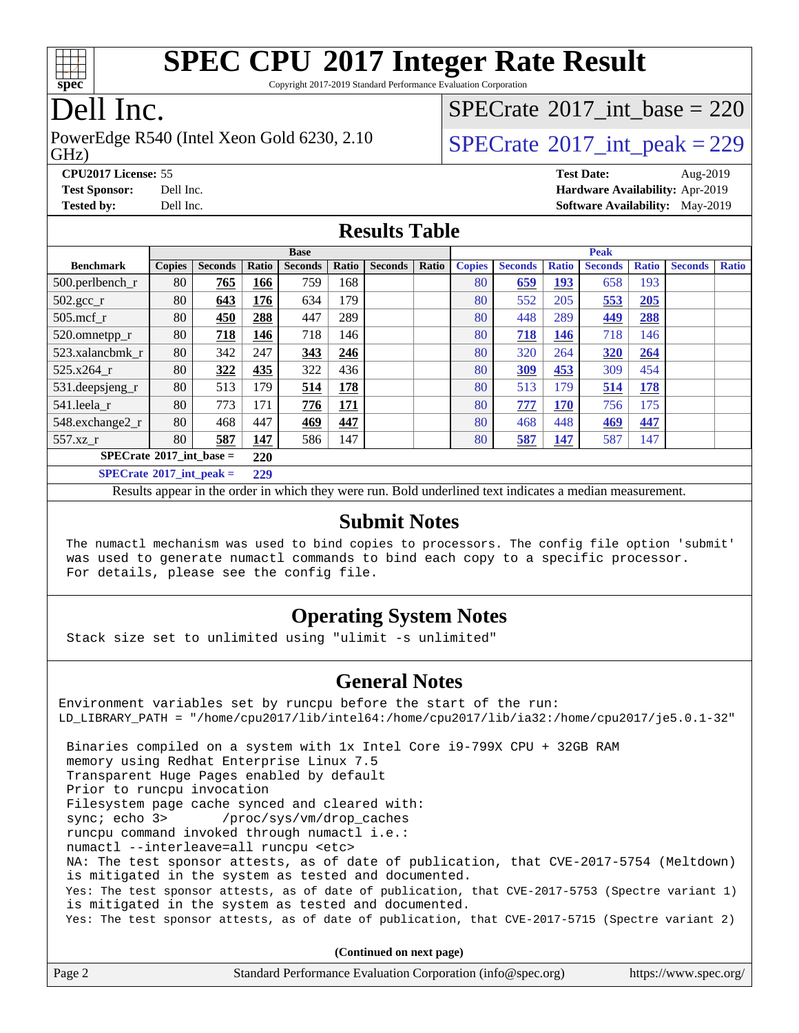# SPEC CPU 2017 Integer Rate Result

Copyright 2017-2019 Standard Performance Evaluation Corporation

## Dell Inc.

PowerEdge R540 (Intel Xeon Gold 6230, 2.10 GHz)

SPECrate 2017_int_base = 220

SPECrate 2017_int_peak = 229

**CPU2017 License:** 55
**Test Sponsor:** Dell Inc.
**Tested by:** Dell Inc.

**Test Date:** Aug-2019
**Hardware Availability:** Apr-2019
**Software Availability:** May-2019

## Results Table

| Benchmark | Base | | | | | | | Peak | | | | | | |
|---|---|---|---|---|---|---|---|---|---|---|---|---|---|---|
| | Copies | Seconds | Ratio | Seconds | Ratio | Seconds | Ratio | Copies | Seconds | Ratio | Seconds | Ratio | Seconds | Ratio |
| 500.perlbench_r | 80 | **765** | **166** | 759 | 168 | | | 80 | **659** | **193** | 658 | 193 | | |
| 502.gcc_r | 80 | **643** | **176** | 634 | 179 | | | 80 | 552 | 205 | **553** | **205** | | |
| 505.mcf_r | 80 | **450** | **288** | 447 | 289 | | | 80 | 448 | 289 | **449** | **288** | | |
| 520.omnetpp_r | 80 | **718** | **146** | 718 | 146 | | | 80 | **718** | **146** | 718 | 146 | | |
| 523.xalancbmk_r | 80 | 342 | 247 | **343** | **246** | | | 80 | 320 | 264 | **320** | **264** | | |
| 525.x264_r | 80 | **322** | **435** | 322 | 436 | | | 80 | **309** | **453** | 309 | 454 | | |
| 531.deepsjeng_r | 80 | 513 | 179 | **514** | **178** | | | 80 | 513 | 179 | **514** | **178** | | |
| 541.leela_r | 80 | 773 | 171 | **776** | **171** | | | 80 | **777** | **170** | 756 | 175 | | |
| 548.exchange2_r | 80 | 468 | 447 | **469** | **447** | | | 80 | 468 | 448 | **469** | **447** | | |
| 557.xz_r | 80 | **587** | **147** | 586 | 147 | | | 80 | **587** | **147** | 587 | 147 | | |

**SPECrate 2017_int_base = 220**

**SPECrate 2017_int_peak = 229**

Results appear in the order in which they were run. Bold underlined text indicates a median measurement.

## Submit Notes

```
The numactl mechanism was used to bind copies to processors. The config file option 'submit'
was used to generate numactl commands to bind each copy to a specific processor.
For details, please see the config file.
```

## Operating System Notes

```
Stack size set to unlimited using "ulimit -s unlimited"
```

## General Notes

```
Environment variables set by runcpu before the start of the run:
LD_LIBRARY_PATH = "/home/cpu2017/lib/intel64:/home/cpu2017/lib/ia32:/home/cpu2017/je5.0.1-32"

Binaries compiled on a system with 1x Intel Core i9-799X CPU + 32GB RAM
memory using Redhat Enterprise Linux 7.5
Transparent Huge Pages enabled by default
Prior to runcpu invocation
Filesystem page cache synced and cleared with:
sync; echo 3>       /proc/sys/vm/drop_caches
runcpu command invoked through numactl i.e.:
numactl --interleave=all runcpu <etc>
NA: The test sponsor attests, as of date of publication, that CVE-2017-5754 (Meltdown)
is mitigated in the system as tested and documented.
Yes: The test sponsor attests, as of date of publication, that CVE-2017-5753 (Spectre variant 1)
is mitigated in the system as tested and documented.
Yes: The test sponsor attests, as of date of publication, that CVE-2017-5715 (Spectre variant 2)
```

**(Continued on next page)**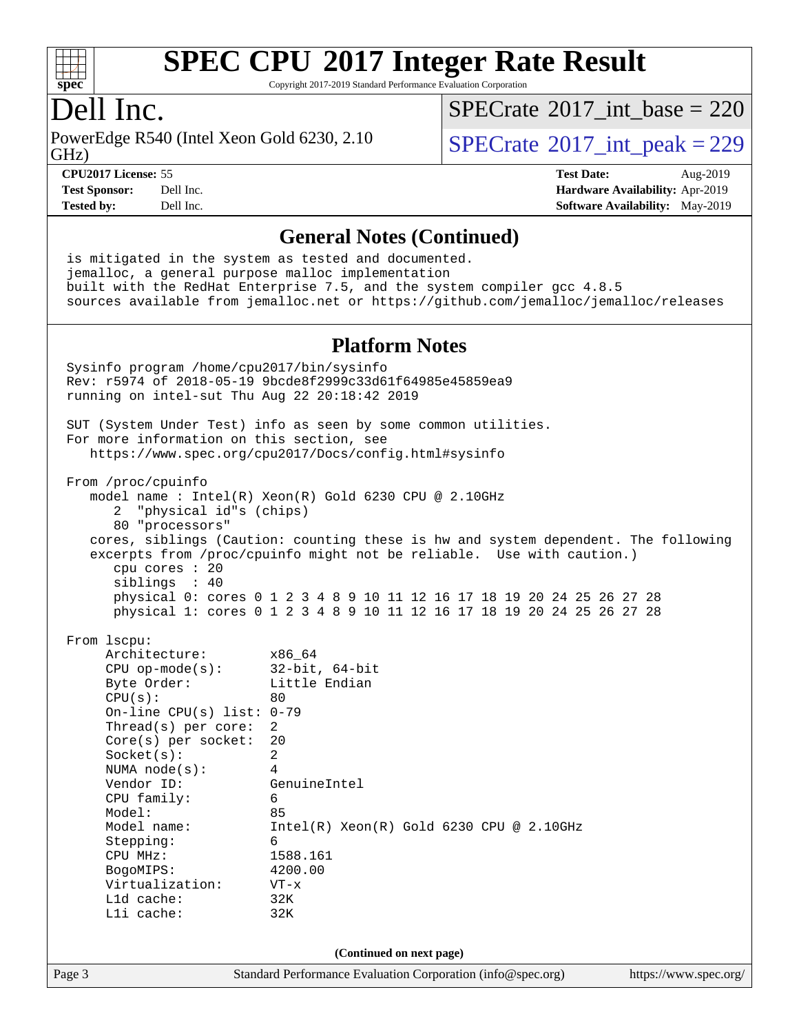## General Notes (Continued)

```
is mitigated in the system as tested and documented.
jemalloc, a general purpose malloc implementation
built with the RedHat Enterprise 7.5, and the system compiler gcc 4.8.5
sources available from jemalloc.net or https://github.com/jemalloc/jemalloc/releases
```

## Platform Notes

```
Sysinfo program /home/cpu2017/bin/sysinfo
Rev: r5974 of 2018-05-19 9bcde8f2999c33d61f64985e45859ea9
running on intel-sut Thu Aug 22 20:18:42 2019

SUT (System Under Test) info as seen by some common utilities.
For more information on this section, see
   https://www.spec.org/cpu2017/Docs/config.html#sysinfo

From /proc/cpuinfo
   model name : Intel(R) Xeon(R) Gold 6230 CPU @ 2.10GHz
      2  "physical id"s (chips)
      80 "processors"
   cores, siblings (Caution: counting these is hw and system dependent. The following
   excerpts from /proc/cpuinfo might not be reliable.  Use with caution.)
      cpu cores : 20
      siblings  : 40
      physical 0: cores 0 1 2 3 4 8 9 10 11 12 16 17 18 19 20 24 25 26 27 28
      physical 1: cores 0 1 2 3 4 8 9 10 11 12 16 17 18 19 20 24 25 26 27 28

From lscpu:
     Architecture:          x86_64
     CPU op-mode(s):        32-bit, 64-bit
     Byte Order:            Little Endian
     CPU(s):                80
     On-line CPU(s) list: 0-79
     Thread(s) per core:  2
     Core(s) per socket:  20
     Socket(s):             2
     NUMA node(s):          4
     Vendor ID:             GenuineIntel
     CPU family:            6
     Model:                 85
     Model name:            Intel(R) Xeon(R) Gold 6230 CPU @ 2.10GHz
     Stepping:              6
     CPU MHz:               1588.161
     BogoMIPS:              4200.00
     Virtualization:        VT-x
     L1d cache:             32K
     L1i cache:             32K
```

(Continued on next page)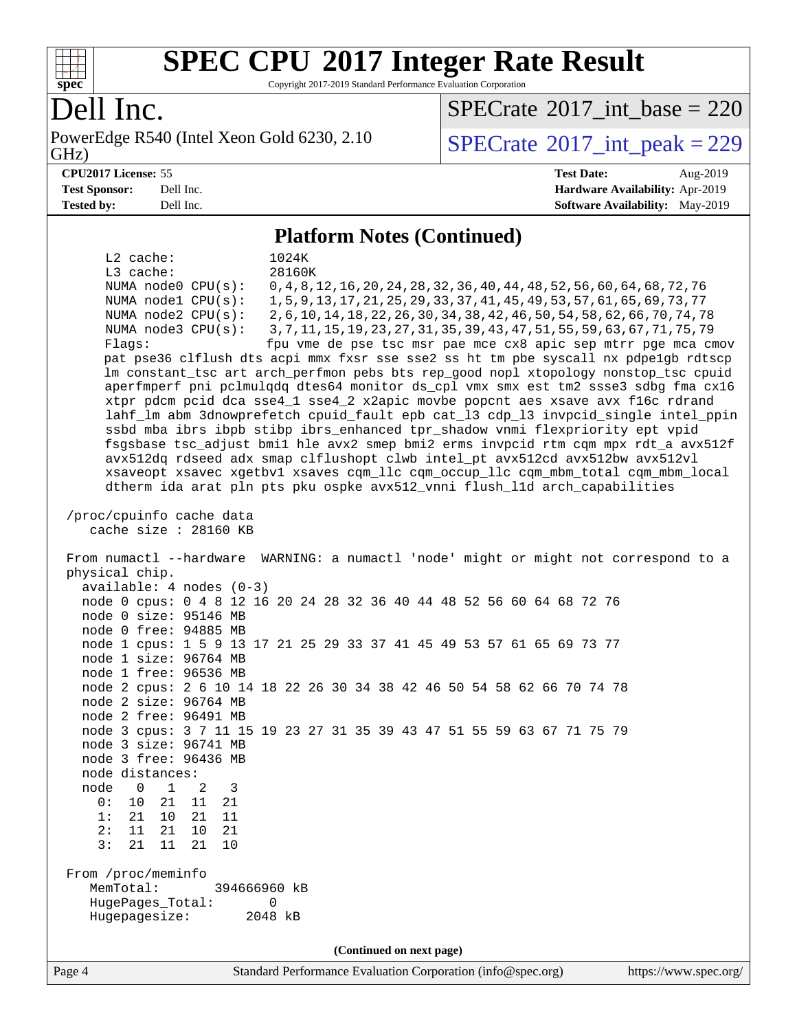## Platform Notes (Continued)

```
     L2 cache:              1024K
     L3 cache:              28160K
     NUMA node0 CPU(s):     0,4,8,12,16,20,24,28,32,36,40,44,48,52,56,60,64,68,72,76
     NUMA node1 CPU(s):     1,5,9,13,17,21,25,29,33,37,41,45,49,53,57,61,65,69,73,77
     NUMA node2 CPU(s):     2,6,10,14,18,22,26,30,34,38,42,46,50,54,58,62,66,70,74,78
     NUMA node3 CPU(s):     3,7,11,15,19,23,27,31,35,39,43,47,51,55,59,63,67,71,75,79
     Flags:                 fpu vme de pse tsc msr pae mce cx8 apic sep mtrr pge mca cmov
     pat pse36 clflush dts acpi mmx fxsr sse sse2 ss ht tm pbe syscall nx pdpe1gb rdtscp
     lm constant_tsc art arch_perfmon pebs bts rep_good nopl xtopology nonstop_tsc cpuid
     aperfmperf pni pclmulqdq dtes64 monitor ds_cpl vmx smx est tm2 ssse3 sdbg fma cx16
     xtpr pdcm pcid dca sse4_1 sse4_2 x2apic movbe popcnt aes xsave avx f16c rdrand
     lahf_lm abm 3dnowprefetch cpuid_fault epb cat_l3 cdp_l3 invpcid_single intel_ppin
     ssbd mba ibrs ibpb stibp ibrs_enhanced tpr_shadow vnmi flexpriority ept vpid
     fsgsbase tsc_adjust bmi1 hle avx2 smep bmi2 erms invpcid rtm cqm mpx rdt_a avx512f
     avx512dq rdseed adx smap clflushopt clwb intel_pt avx512cd avx512bw avx512vl
     xsaveopt xsavec xgetbv1 xsaves cqm_llc cqm_occup_llc cqm_mbm_total cqm_mbm_local
     dtherm ida arat pln pts pku ospke avx512_vnni flush_l1d arch_capabilities

 /proc/cpuinfo cache data
    cache size : 28160 KB

 From numactl --hardware  WARNING: a numactl 'node' might or might not correspond to a
 physical chip.
   available: 4 nodes (0-3)
   node 0 cpus: 0 4 8 12 16 20 24 28 32 36 40 44 48 52 56 60 64 68 72 76
   node 0 size: 95146 MB
   node 0 free: 94885 MB
   node 1 cpus: 1 5 9 13 17 21 25 29 33 37 41 45 49 53 57 61 65 69 73 77
   node 1 size: 96764 MB
   node 1 free: 96536 MB
   node 2 cpus: 2 6 10 14 18 22 26 30 34 38 42 46 50 54 58 62 66 70 74 78
   node 2 size: 96764 MB
   node 2 free: 96491 MB
   node 3 cpus: 3 7 11 15 19 23 27 31 35 39 43 47 51 55 59 63 67 71 75 79
   node 3 size: 96741 MB
   node 3 free: 96436 MB
   node distances:
   node   0   1   2   3
     0:  10  21  11  21
     1:  21  10  21  11
     2:  11  21  10  21
     3:  21  11  21  10

 From /proc/meminfo
    MemTotal:       394666960 kB
    HugePages_Total:        0
    Hugepagesize:        2048 kB
```

(Continued on next page)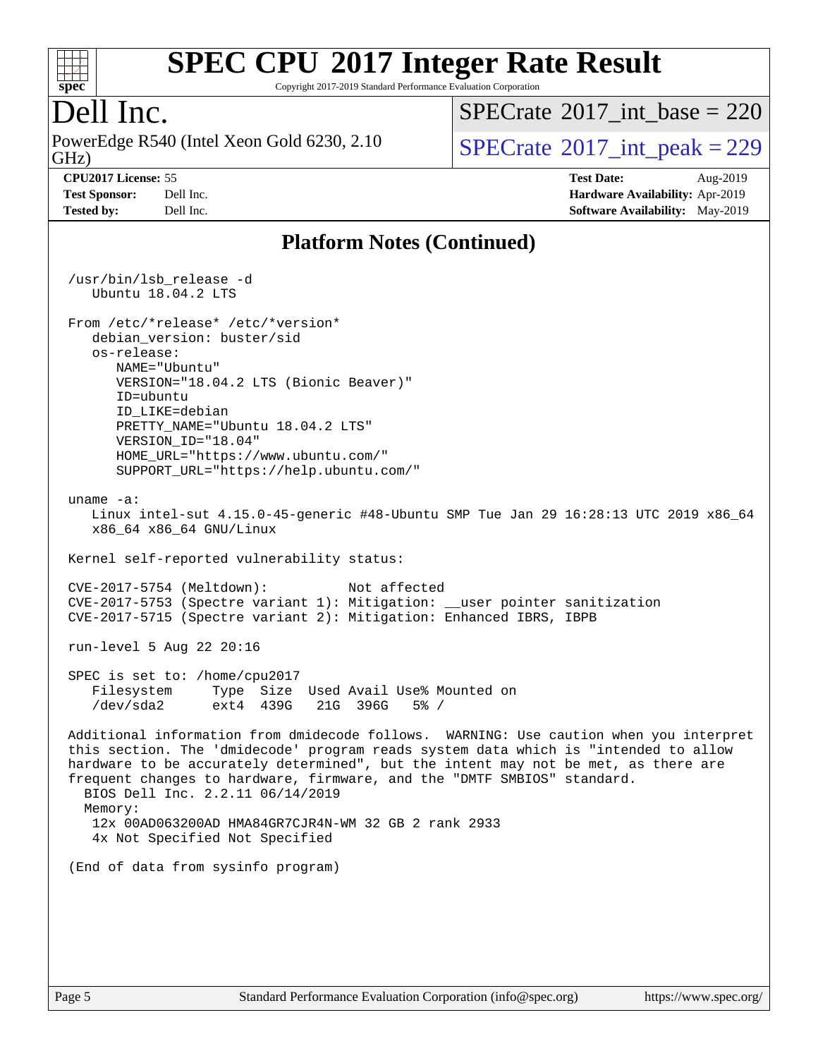## Platform Notes (Continued)

```
/usr/bin/lsb_release -d
   Ubuntu 18.04.2 LTS

From /etc/*release* /etc/*version*
   debian_version: buster/sid
   os-release:
      NAME="Ubuntu"
      VERSION="18.04.2 LTS (Bionic Beaver)"
      ID=ubuntu
      ID_LIKE=debian
      PRETTY_NAME="Ubuntu 18.04.2 LTS"
      VERSION_ID="18.04"
      HOME_URL="https://www.ubuntu.com/"
      SUPPORT_URL="https://help.ubuntu.com/"

uname -a:
   Linux intel-sut 4.15.0-45-generic #48-Ubuntu SMP Tue Jan 29 16:28:13 UTC 2019 x86_64
   x86_64 x86_64 GNU/Linux

Kernel self-reported vulnerability status:

CVE-2017-5754 (Meltdown):          Not affected
CVE-2017-5753 (Spectre variant 1): Mitigation: __user pointer sanitization
CVE-2017-5715 (Spectre variant 2): Mitigation: Enhanced IBRS, IBPB

run-level 5 Aug 22 20:16

SPEC is set to: /home/cpu2017
   Filesystem     Type  Size  Used Avail Use% Mounted on
   /dev/sda2      ext4  439G   21G  396G   5% /

Additional information from dmidecode follows.  WARNING: Use caution when you interpret
this section. The 'dmidecode' program reads system data which is "intended to allow
hardware to be accurately determined", but the intent may not be met, as there are
frequent changes to hardware, firmware, and the "DMTF SMBIOS" standard.
  BIOS Dell Inc. 2.2.11 06/14/2019
  Memory:
   12x 00AD063200AD HMA84GR7CJR4N-WM 32 GB 2 rank 2933
   4x Not Specified Not Specified

(End of data from sysinfo program)
```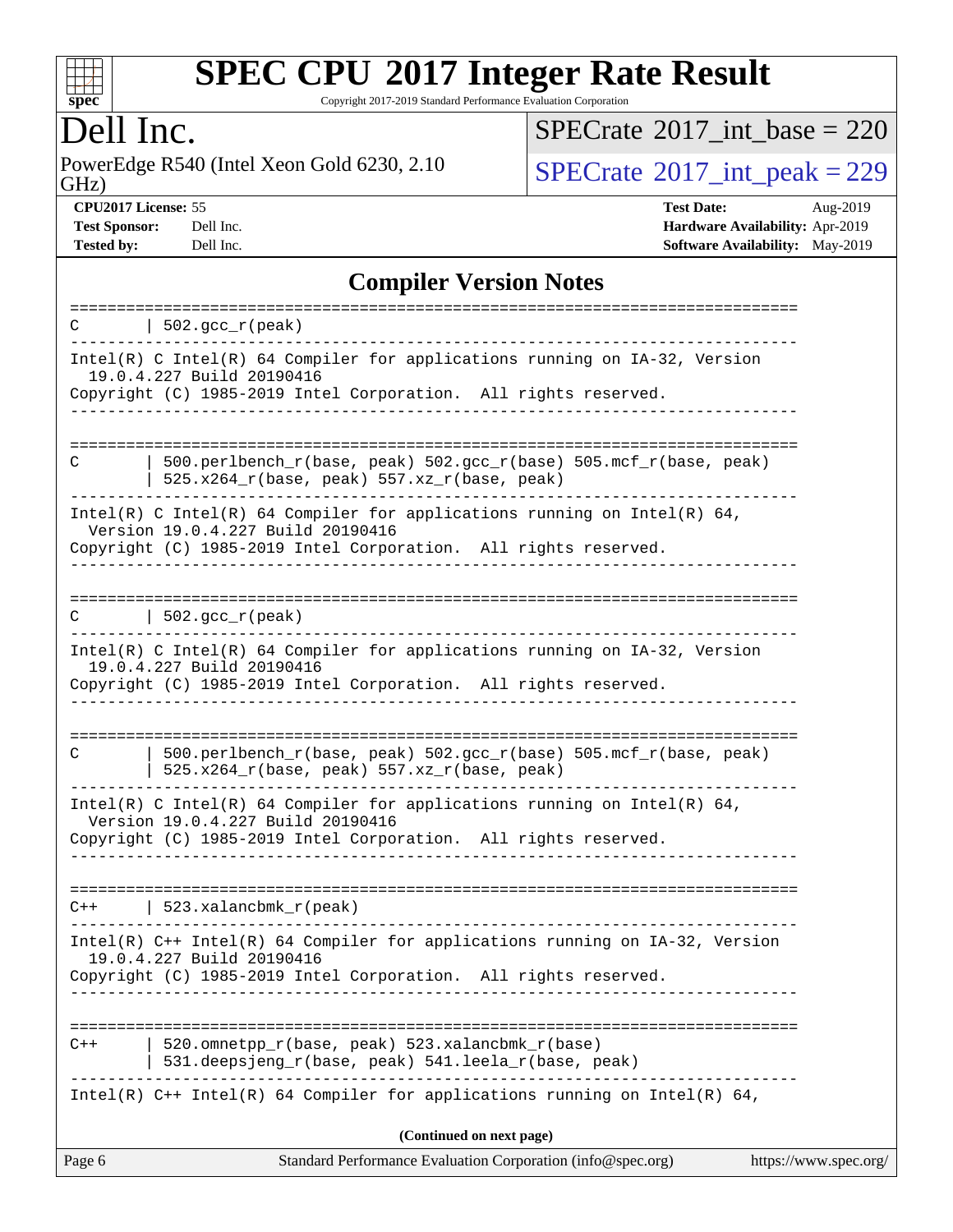# SPEC CPU 2017 Integer Rate Result

Copyright 2017-2019 Standard Performance Evaluation Corporation

# Dell Inc.

PowerEdge R540 (Intel Xeon Gold 6230, 2.10 GHz)

SPECrate 2017_int_base = 220

SPECrate 2017_int_peak = 229

**CPU2017 License:** 55
**Test Sponsor:** Dell Inc.
**Tested by:** Dell Inc.

**Test Date:** Aug-2019
**Hardware Availability:** Apr-2019
**Software Availability:** May-2019

## Compiler Version Notes

```
==============================================================================
C       | 502.gcc_r(peak)
------------------------------------------------------------------------------
Intel(R) C Intel(R) 64 Compiler for applications running on IA-32, Version
  19.0.4.227 Build 20190416
Copyright (C) 1985-2019 Intel Corporation.  All rights reserved.
------------------------------------------------------------------------------

==============================================================================
C       | 500.perlbench_r(base, peak) 502.gcc_r(base) 505.mcf_r(base, peak)
        | 525.x264_r(base, peak) 557.xz_r(base, peak)
------------------------------------------------------------------------------
Intel(R) C Intel(R) 64 Compiler for applications running on Intel(R) 64,
  Version 19.0.4.227 Build 20190416
Copyright (C) 1985-2019 Intel Corporation.  All rights reserved.
------------------------------------------------------------------------------

==============================================================================
C       | 502.gcc_r(peak)
------------------------------------------------------------------------------
Intel(R) C Intel(R) 64 Compiler for applications running on IA-32, Version
  19.0.4.227 Build 20190416
Copyright (C) 1985-2019 Intel Corporation.  All rights reserved.
------------------------------------------------------------------------------

==============================================================================
C       | 500.perlbench_r(base, peak) 502.gcc_r(base) 505.mcf_r(base, peak)
        | 525.x264_r(base, peak) 557.xz_r(base, peak)
------------------------------------------------------------------------------
Intel(R) C Intel(R) 64 Compiler for applications running on Intel(R) 64,
  Version 19.0.4.227 Build 20190416
Copyright (C) 1985-2019 Intel Corporation.  All rights reserved.
------------------------------------------------------------------------------

==============================================================================
C++     | 523.xalancbmk_r(peak)
------------------------------------------------------------------------------
Intel(R) C++ Intel(R) 64 Compiler for applications running on IA-32, Version
  19.0.4.227 Build 20190416
Copyright (C) 1985-2019 Intel Corporation.  All rights reserved.
------------------------------------------------------------------------------

==============================================================================
C++     | 520.omnetpp_r(base, peak) 523.xalancbmk_r(base)
        | 531.deepsjeng_r(base, peak) 541.leela_r(base, peak)
------------------------------------------------------------------------------
Intel(R) C++ Intel(R) 64 Compiler for applications running on Intel(R) 64,
```

**(Continued on next page)**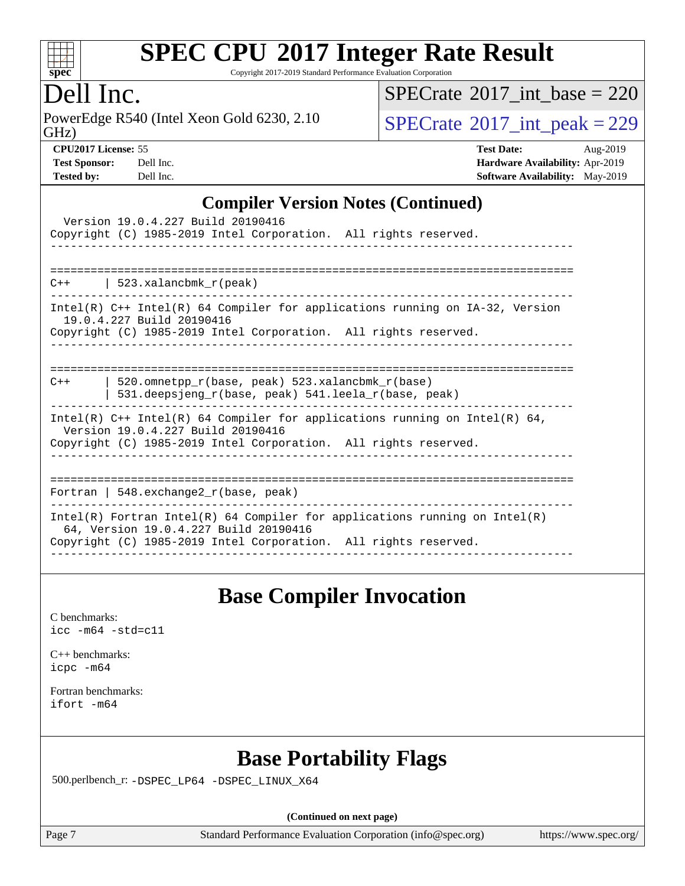# SPEC CPU 2017 Integer Rate Result

Copyright 2017-2019 Standard Performance Evaluation Corporation

**Dell Inc.**

PowerEdge R540 (Intel Xeon Gold 6230, 2.10 GHz)

SPECrate 2017_int_base = 220

SPECrate 2017_int_peak = 229

| | | | |
|---|---|---|---|
| **CPU2017 License:** | 55 | **Test Date:** | Aug-2019 |
| **Test Sponsor:** | Dell Inc. | **Hardware Availability:** | Apr-2019 |
| **Tested by:** | Dell Inc. | **Software Availability:** | May-2019 |

## Compiler Version Notes (Continued)

```
  Version 19.0.4.227 Build 20190416
Copyright (C) 1985-2019 Intel Corporation.  All rights reserved.
------------------------------------------------------------------------------

==============================================================================
C++     | 523.xalancbmk_r(peak)
------------------------------------------------------------------------------
Intel(R) C++ Intel(R) 64 Compiler for applications running on IA-32, Version
  19.0.4.227 Build 20190416
Copyright (C) 1985-2019 Intel Corporation.  All rights reserved.
------------------------------------------------------------------------------

==============================================================================
C++     | 520.omnetpp_r(base, peak) 523.xalancbmk_r(base)
        | 531.deepsjeng_r(base, peak) 541.leela_r(base, peak)
------------------------------------------------------------------------------
Intel(R) C++ Intel(R) 64 Compiler for applications running on Intel(R) 64,
  Version 19.0.4.227 Build 20190416
Copyright (C) 1985-2019 Intel Corporation.  All rights reserved.
------------------------------------------------------------------------------

==============================================================================
Fortran | 548.exchange2_r(base, peak)
------------------------------------------------------------------------------
Intel(R) Fortran Intel(R) 64 Compiler for applications running on Intel(R)
  64, Version 19.0.4.227 Build 20190416
Copyright (C) 1985-2019 Intel Corporation.  All rights reserved.
------------------------------------------------------------------------------
```

## Base Compiler Invocation

C benchmarks:
`icc -m64 -std=c11`

C++ benchmarks:
`icpc -m64`

Fortran benchmarks:
`ifort -m64`

## Base Portability Flags

500.perlbench_r: `-DSPEC_LP64 -DSPEC_LINUX_X64`

**(Continued on next page)**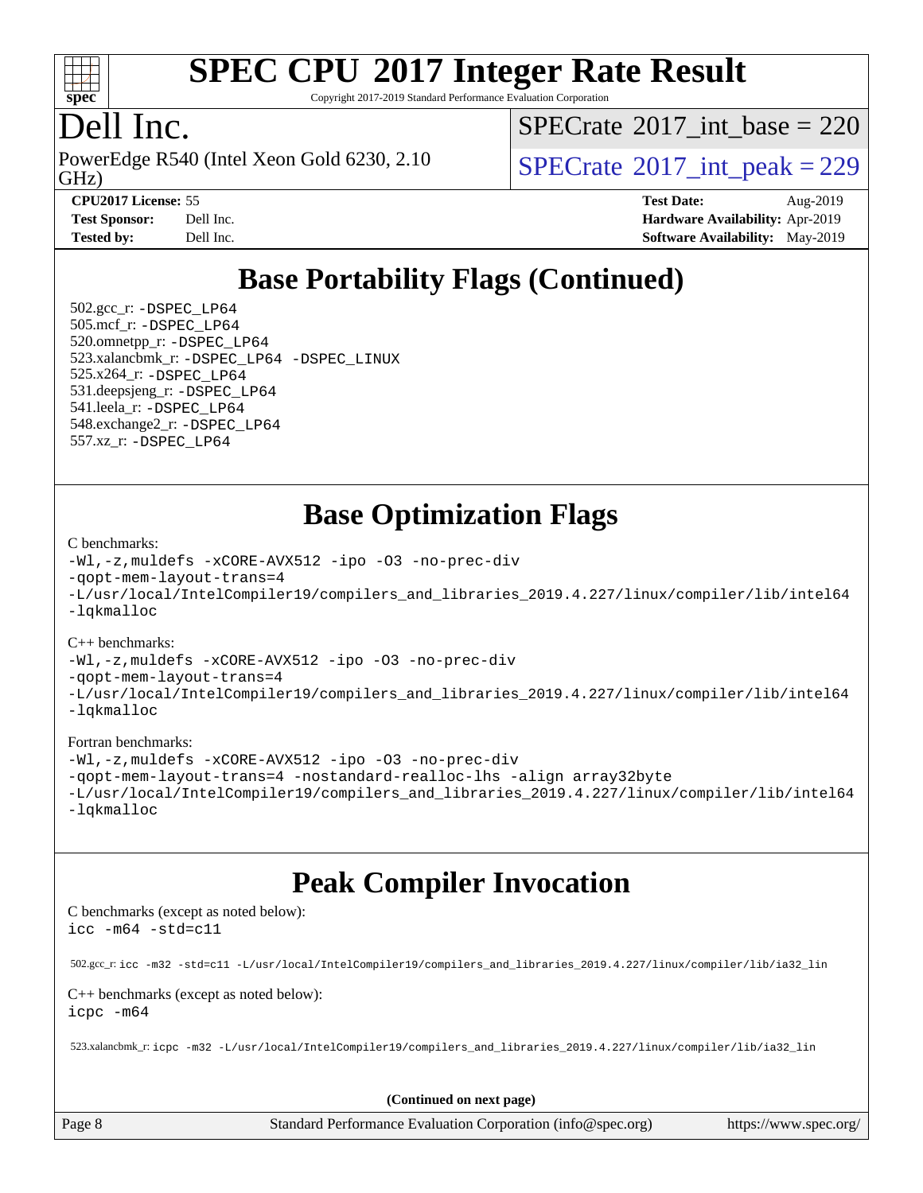## Base Portability Flags (Continued)

502.gcc_r: -DSPEC_LP64
505.mcf_r: -DSPEC_LP64
520.omnetpp_r: -DSPEC_LP64
523.xalancbmk_r: -DSPEC_LP64 -DSPEC_LINUX
525.x264_r: -DSPEC_LP64
531.deepsjeng_r: -DSPEC_LP64
541.leela_r: -DSPEC_LP64
548.exchange2_r: -DSPEC_LP64
557.xz_r: -DSPEC_LP64

## Base Optimization Flags

C benchmarks:
```
-Wl,-z,muldefs -xCORE-AVX512 -ipo -O3 -no-prec-div
-qopt-mem-layout-trans=4
-L/usr/local/IntelCompiler19/compilers_and_libraries_2019.4.227/linux/compiler/lib/intel64
-lqkmalloc
```

C++ benchmarks:
```
-Wl,-z,muldefs -xCORE-AVX512 -ipo -O3 -no-prec-div
-qopt-mem-layout-trans=4
-L/usr/local/IntelCompiler19/compilers_and_libraries_2019.4.227/linux/compiler/lib/intel64
-lqkmalloc
```

Fortran benchmarks:
```
-Wl,-z,muldefs -xCORE-AVX512 -ipo -O3 -no-prec-div
-qopt-mem-layout-trans=4 -nostandard-realloc-lhs -align array32byte
-L/usr/local/IntelCompiler19/compilers_and_libraries_2019.4.227/linux/compiler/lib/intel64
-lqkmalloc
```

## Peak Compiler Invocation

C benchmarks (except as noted below):
```
icc -m64 -std=c11
```

502.gcc_r: icc -m32 -std=c11 -L/usr/local/IntelCompiler19/compilers_and_libraries_2019.4.227/linux/compiler/lib/ia32_lin

C++ benchmarks (except as noted below):
```
icpc -m64
```

523.xalancbmk_r: icpc -m32 -L/usr/local/IntelCompiler19/compilers_and_libraries_2019.4.227/linux/compiler/lib/ia32_lin

**(Continued on next page)**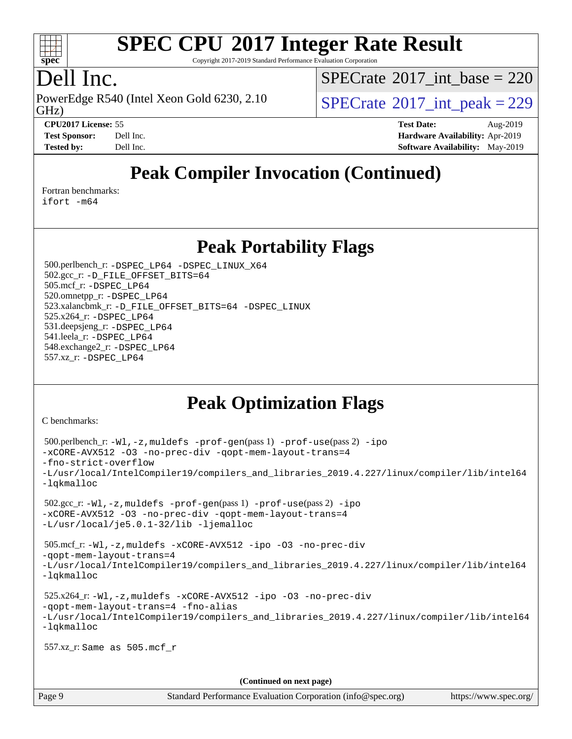# Peak Compiler Invocation (Continued)

Fortran benchmarks:
ifort -m64

# Peak Portability Flags

500.perlbench_r: -DSPEC_LP64 -DSPEC_LINUX_X64
502.gcc_r: -D_FILE_OFFSET_BITS=64
505.mcf_r: -DSPEC_LP64
520.omnetpp_r: -DSPEC_LP64
523.xalancbmk_r: -D_FILE_OFFSET_BITS=64 -DSPEC_LINUX
525.x264_r: -DSPEC_LP64
531.deepsjeng_r: -DSPEC_LP64
541.leela_r: -DSPEC_LP64
548.exchange2_r: -DSPEC_LP64
557.xz_r: -DSPEC_LP64

# Peak Optimization Flags

C benchmarks:

500.perlbench_r: -Wl,-z,muldefs -prof-gen(pass 1) -prof-use(pass 2) -ipo -xCORE-AVX512 -O3 -no-prec-div -qopt-mem-layout-trans=4 -fno-strict-overflow -L/usr/local/IntelCompiler19/compilers_and_libraries_2019.4.227/linux/compiler/lib/intel64 -lqkmalloc

502.gcc_r: -Wl,-z,muldefs -prof-gen(pass 1) -prof-use(pass 2) -ipo -xCORE-AVX512 -O3 -no-prec-div -qopt-mem-layout-trans=4 -L/usr/local/je5.0.1-32/lib -ljemalloc

505.mcf_r: -Wl,-z,muldefs -xCORE-AVX512 -ipo -O3 -no-prec-div -qopt-mem-layout-trans=4 -L/usr/local/IntelCompiler19/compilers_and_libraries_2019.4.227/linux/compiler/lib/intel64 -lqkmalloc

525.x264_r: -Wl,-z,muldefs -xCORE-AVX512 -ipo -O3 -no-prec-div -qopt-mem-layout-trans=4 -fno-alias -L/usr/local/IntelCompiler19/compilers_and_libraries_2019.4.227/linux/compiler/lib/intel64 -lqkmalloc

557.xz_r: Same as 505.mcf_r

(Continued on next page)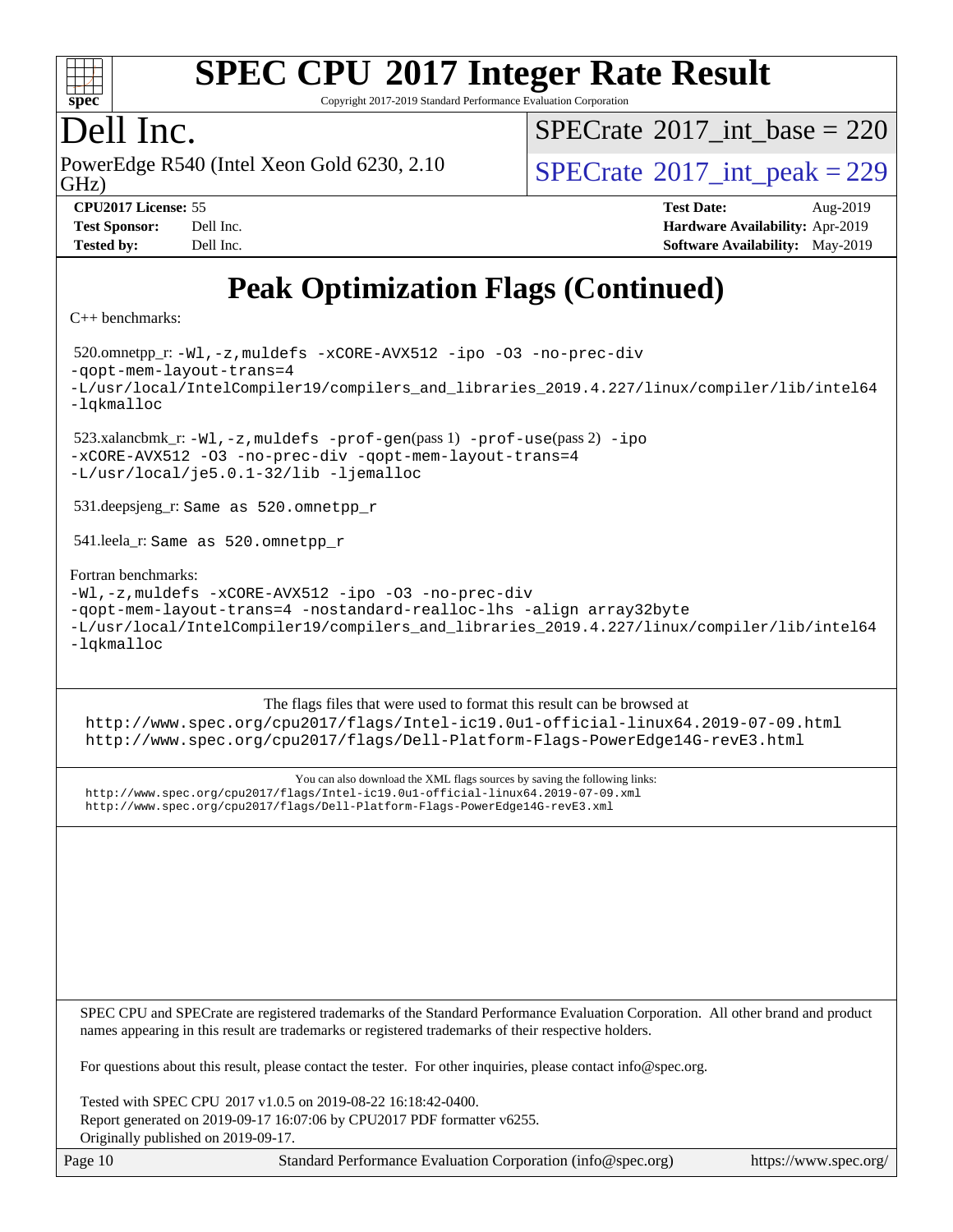# SPEC CPU 2017 Integer Rate Result

Copyright 2017-2019 Standard Performance Evaluation Corporation

## Dell Inc.

PowerEdge R540 (Intel Xeon Gold 6230, 2.10 GHz)

SPECrate 2017_int_base = 220

SPECrate 2017_int_peak = 229

**CPU2017 License:** 55
**Test Sponsor:** Dell Inc.
**Tested by:** Dell Inc.

**Test Date:** Aug-2019
**Hardware Availability:** Apr-2019
**Software Availability:** May-2019

## Peak Optimization Flags (Continued)

C++ benchmarks:

520.omnetpp_r: -Wl,-z,muldefs -xCORE-AVX512 -ipo -O3 -no-prec-div -qopt-mem-layout-trans=4 -L/usr/local/IntelCompiler19/compilers_and_libraries_2019.4.227/linux/compiler/lib/intel64 -lqkmalloc

523.xalancbmk_r: -Wl,-z,muldefs -prof-gen(pass 1) -prof-use(pass 2) -ipo -xCORE-AVX512 -O3 -no-prec-div -qopt-mem-layout-trans=4 -L/usr/local/je5.0.1-32/lib -ljemalloc

531.deepsjeng_r: Same as 520.omnetpp_r

541.leela_r: Same as 520.omnetpp_r

Fortran benchmarks:

-Wl,-z,muldefs -xCORE-AVX512 -ipo -O3 -no-prec-div -qopt-mem-layout-trans=4 -nostandard-realloc-lhs -align array32byte -L/usr/local/IntelCompiler19/compilers_and_libraries_2019.4.227/linux/compiler/lib/intel64 -lqkmalloc

The flags files that were used to format this result can be browsed at
http://www.spec.org/cpu2017/flags/Intel-ic19.0u1-official-linux64.2019-07-09.html
http://www.spec.org/cpu2017/flags/Dell-Platform-Flags-PowerEdge14G-revE3.html

You can also download the XML flags sources by saving the following links:
http://www.spec.org/cpu2017/flags/Intel-ic19.0u1-official-linux64.2019-07-09.xml
http://www.spec.org/cpu2017/flags/Dell-Platform-Flags-PowerEdge14G-revE3.xml

SPEC CPU and SPECrate are registered trademarks of the Standard Performance Evaluation Corporation. All other brand and product names appearing in this result are trademarks or registered trademarks of their respective holders.

For questions about this result, please contact the tester. For other inquiries, please contact info@spec.org.

Tested with SPEC CPU 2017 v1.0.5 on 2019-08-22 16:18:42-0400.
Report generated on 2019-09-17 16:07:06 by CPU2017 PDF formatter v6255.
Originally published on 2019-09-17.